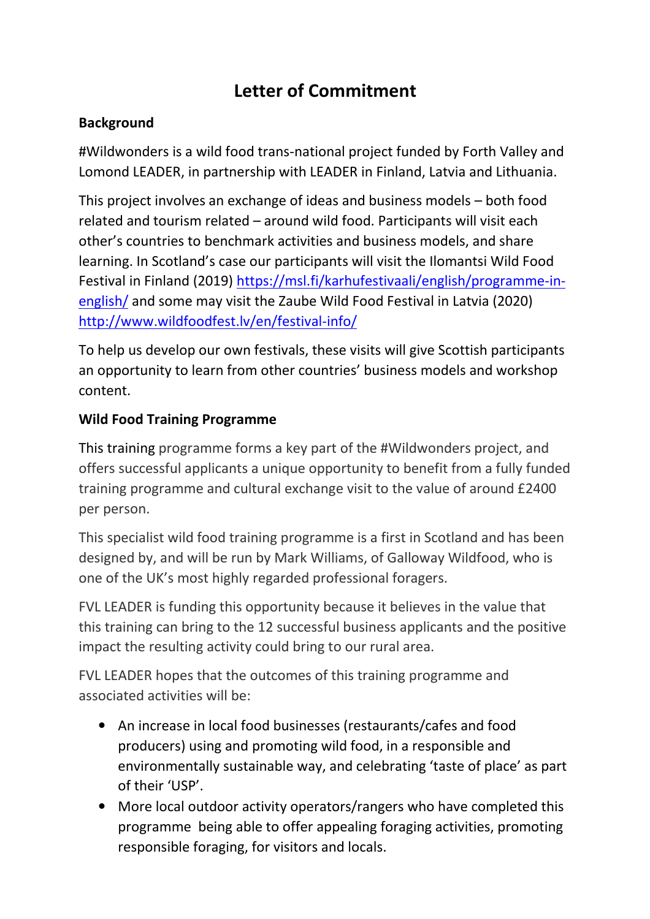# Letter of Commitment

## Background

#Wildwonders is a wild food trans-national project funded by Forth Valley and Lomond LEADER, in partnership with LEADER in Finland, Latvia and Lithuania.

This project involves an exchange of ideas and business models – both food related and tourism related – around wild food. Participants will visit each other's countries to benchmark activities and business models, and share learning. In Scotland's case our participants will visit the Ilomantsi Wild Food Festival in Finland (2019) https://msl.fi/karhufestivaali/english/programme-in-english/ and some may visit the Zaube Wild Food Festival in Latvia (2020) http://www.wildfoodfest.lv/en/festival-info/

To help us develop our own festivals, these visits will give Scottish participants an opportunity to learn from other countries' business models and workshop content.

## Wild Food Training Programme

This training programme forms a key part of the #Wildwonders project, and offers successful applicants a unique opportunity to benefit from a fully funded training programme and cultural exchange visit to the value of around £2400 per person.

This specialist wild food training programme is a first in Scotland and has been designed by, and will be run by Mark Williams, of Galloway Wildfood, who is one of the UK's most highly regarded professional foragers.

FVL LEADER is funding this opportunity because it believes in the value that this training can bring to the 12 successful business applicants and the positive impact the resulting activity could bring to our rural area.

FVL LEADER hopes that the outcomes of this training programme and associated activities will be:

- An increase in local food businesses (restaurants/cafes and food producers) using and promoting wild food, in a responsible and environmentally sustainable way, and celebrating 'taste of place' as part of their 'USP'.
- More local outdoor activity operators/rangers who have completed this programme being able to offer appealing foraging activities, promoting responsible foraging, for visitors and locals.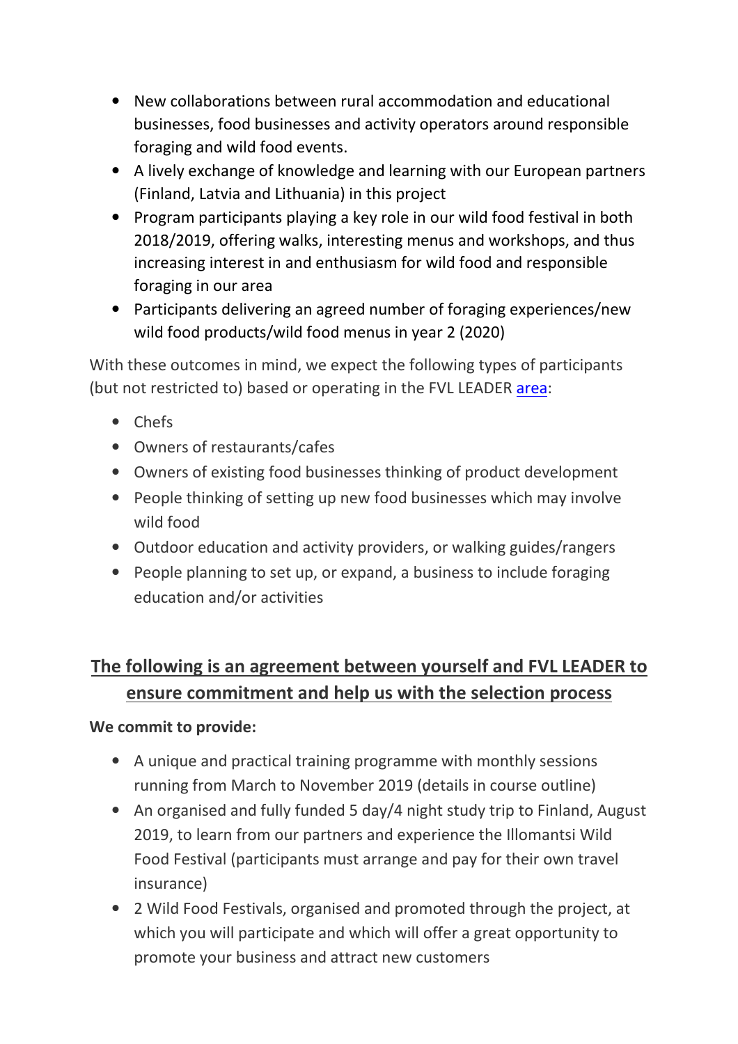- New collaborations between rural accommodation and educational businesses, food businesses and activity operators around responsible foraging and wild food events.
- A lively exchange of knowledge and learning with our European partners (Finland, Latvia and Lithuania) in this project
- Program participants playing a key role in our wild food festival in both 2018/2019, offering walks, interesting menus and workshops, and thus increasing interest in and enthusiasm for wild food and responsible foraging in our area
- Participants delivering an agreed number of foraging experiences/new wild food products/wild food menus in year 2 (2020)

With these outcomes in mind, we expect the following types of participants (but not restricted to) based or operating in the FVL LEADER area:

- Chefs
- Owners of restaurants/cafes
- Owners of existing food businesses thinking of product development
- People thinking of setting up new food businesses which may involve wild food
- Outdoor education and activity providers, or walking guides/rangers
- People planning to set up, or expand, a business to include foraging education and/or activities

## The following is an agreement between yourself and FVL LEADER to ensure commitment and help us with the selection process

**We commit to provide:**

- A unique and practical training programme with monthly sessions running from March to November 2019 (details in course outline)
- An organised and fully funded 5 day/4 night study trip to Finland, August 2019, to learn from our partners and experience the Illomantsi Wild Food Festival (participants must arrange and pay for their own travel insurance)
- 2 Wild Food Festivals, organised and promoted through the project, at which you will participate and which will offer a great opportunity to promote your business and attract new customers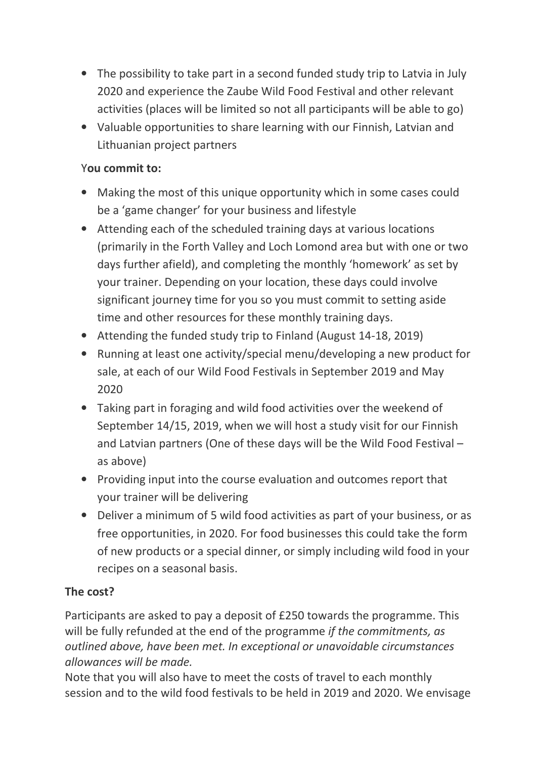- The possibility to take part in a second funded study trip to Latvia in July 2020 and experience the Zaube Wild Food Festival and other relevant activities (places will be limited so not all participants will be able to go)
- Valuable opportunities to share learning with our Finnish, Latvian and Lithuanian project partners

Y**ou commit to:**

- Making the most of this unique opportunity which in some cases could be a 'game changer' for your business and lifestyle
- Attending each of the scheduled training days at various locations (primarily in the Forth Valley and Loch Lomond area but with one or two days further afield), and completing the monthly 'homework' as set by your trainer. Depending on your location, these days could involve significant journey time for you so you must commit to setting aside time and other resources for these monthly training days.
- Attending the funded study trip to Finland (August 14-18, 2019)
- Running at least one activity/special menu/developing a new product for sale, at each of our Wild Food Festivals in September 2019 and May 2020
- Taking part in foraging and wild food activities over the weekend of September 14/15, 2019, when we will host a study visit for our Finnish and Latvian partners (One of these days will be the Wild Food Festival – as above)
- Providing input into the course evaluation and outcomes report that your trainer will be delivering
- Deliver a minimum of 5 wild food activities as part of your business, or as free opportunities, in 2020. For food businesses this could take the form of new products or a special dinner, or simply including wild food in your recipes on a seasonal basis.

**The cost?**

Participants are asked to pay a deposit of £250 towards the programme. This will be fully refunded at the end of the programme *if the commitments, as outlined above, have been met. In exceptional or unavoidable circumstances allowances will be made.*

Note that you will also have to meet the costs of travel to each monthly session and to the wild food festivals to be held in 2019 and 2020. We envisage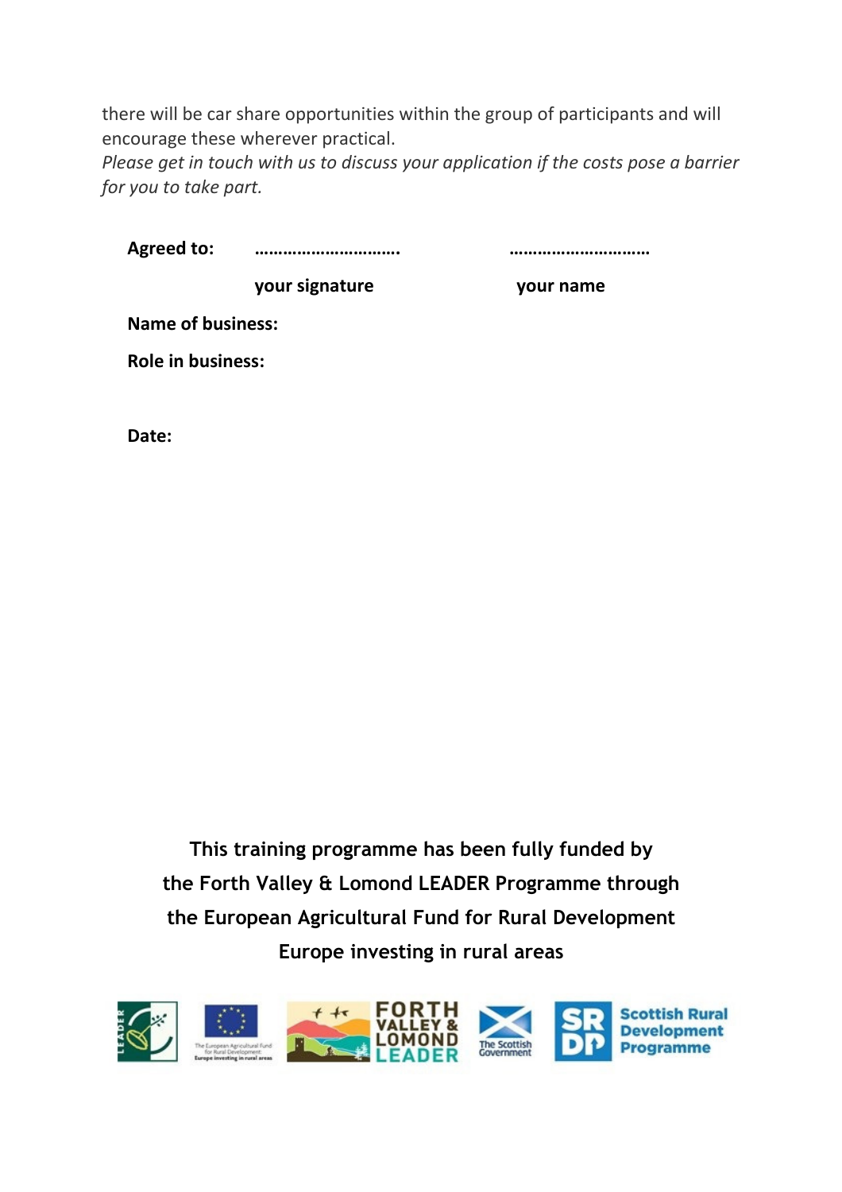there will be car share opportunities within the group of participants and will encourage these wherever practical.

*Please get in touch with us to discuss your application if the costs pose a barrier for you to take part.*

**Agreed to:** …………………………. …………………………

**your signature** **your name**

**Name of business:**

**Role in business:**

**Date:**

**This training programme has been fully funded by the Forth Valley & Lomond LEADER Programme through the European Agricultural Fund for Rural Development Europe investing in rural areas**